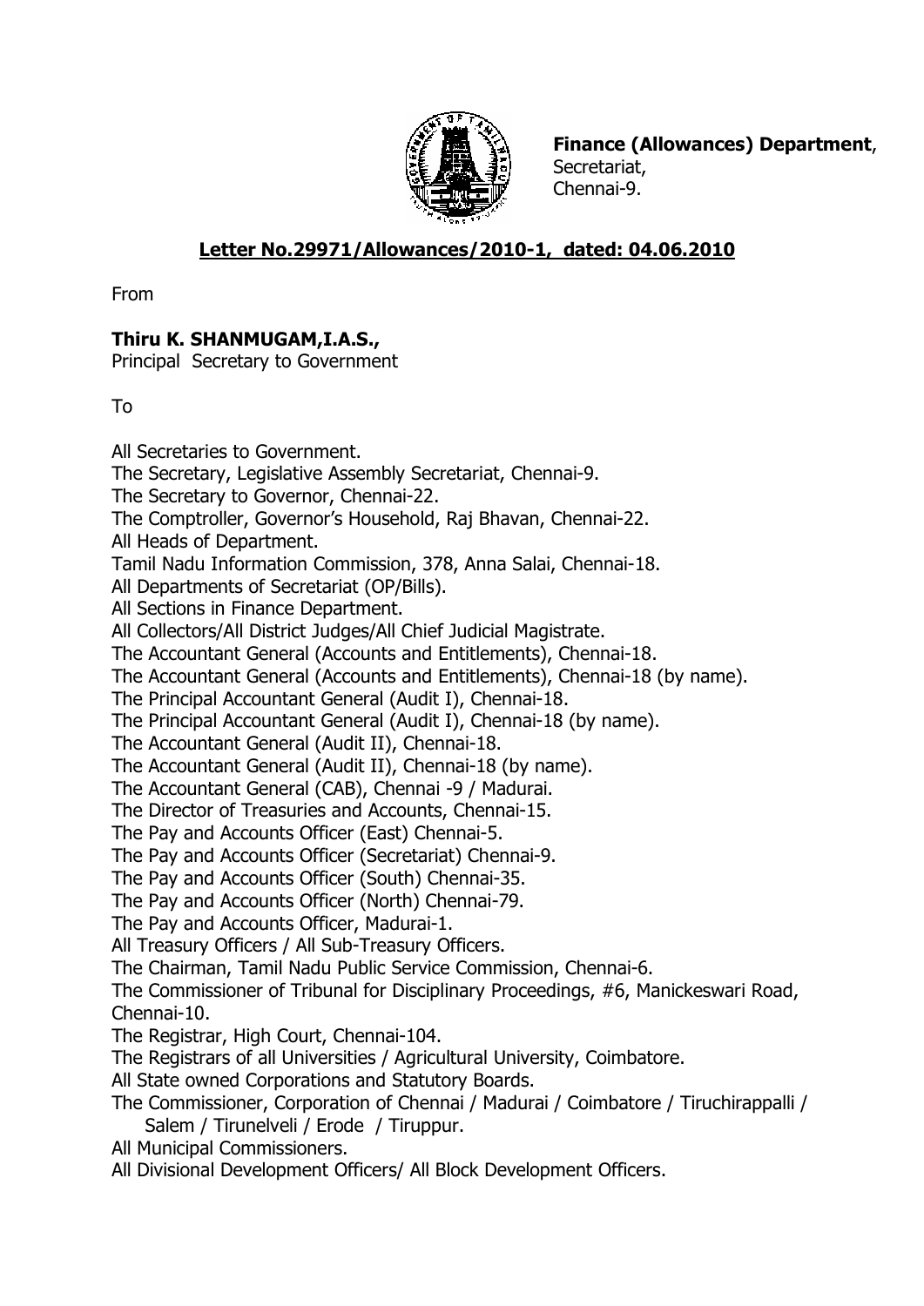**Finance (Allowances) Department**,
Secretariat,
Chennai-9.

**Letter No.29971/Allowances/2010-1, dated: 04.06.2010**

From

**Thiru K. SHANMUGAM,I.A.S.,**
Principal Secretary to Government

To

All Secretaries to Government.
The Secretary, Legislative Assembly Secretariat, Chennai-9.
The Secretary to Governor, Chennai-22.
The Comptroller, Governor's Household, Raj Bhavan, Chennai-22.
All Heads of Department.
Tamil Nadu Information Commission, 378, Anna Salai, Chennai-18.
All Departments of Secretariat (OP/Bills).
All Sections in Finance Department.
All Collectors/All District Judges/All Chief Judicial Magistrate.
The Accountant General (Accounts and Entitlements), Chennai-18.
The Accountant General (Accounts and Entitlements), Chennai-18 (by name).
The Principal Accountant General (Audit I), Chennai-18.
The Principal Accountant General (Audit I), Chennai-18 (by name).
The Accountant General (Audit II), Chennai-18.
The Accountant General (Audit II), Chennai-18 (by name).
The Accountant General (CAB), Chennai -9 / Madurai.
The Director of Treasuries and Accounts, Chennai-15.
The Pay and Accounts Officer (East) Chennai-5.
The Pay and Accounts Officer (Secretariat) Chennai-9.
The Pay and Accounts Officer (South) Chennai-35.
The Pay and Accounts Officer (North) Chennai-79.
The Pay and Accounts Officer, Madurai-1.
All Treasury Officers / All Sub-Treasury Officers.
The Chairman, Tamil Nadu Public Service Commission, Chennai-6.
The Commissioner of Tribunal for Disciplinary Proceedings, #6, Manickeswari Road, Chennai-10.
The Registrar, High Court, Chennai-104.
The Registrars of all Universities / Agricultural University, Coimbatore.
All State owned Corporations and Statutory Boards.
The Commissioner, Corporation of Chennai / Madurai / Coimbatore / Tiruchirappalli / Salem / Tirunelveli / Erode / Tiruppur.
All Municipal Commissioners.
All Divisional Development Officers/ All Block Development Officers.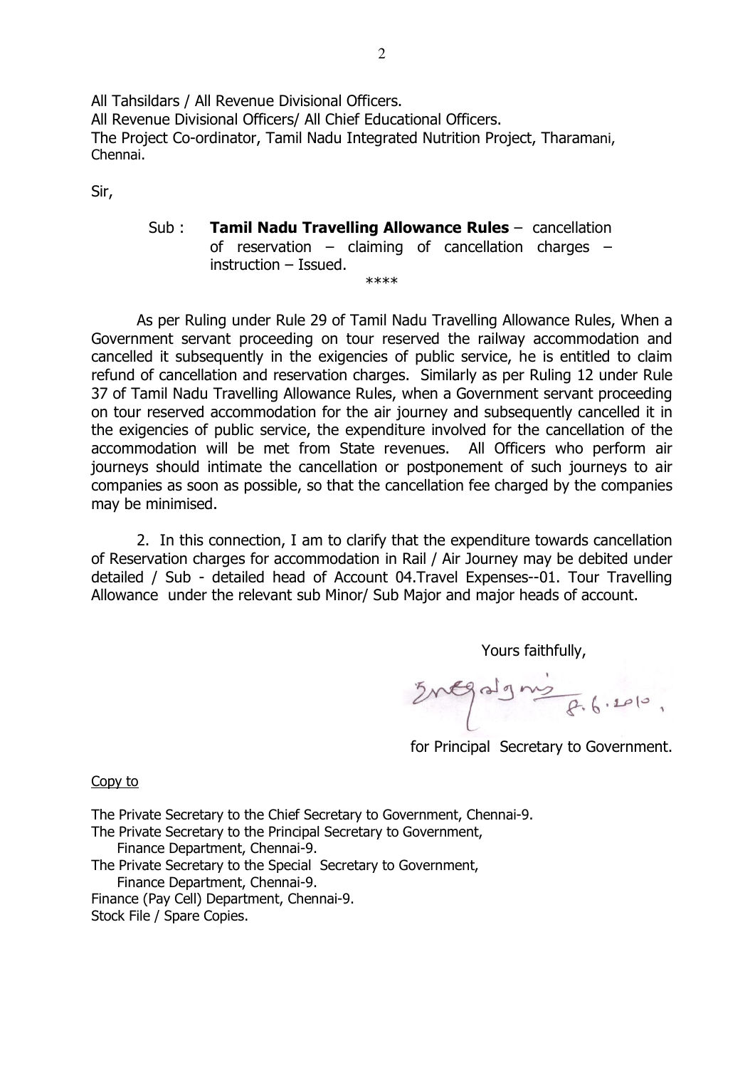All Tahsildars / All Revenue Divisional Officers.
All Revenue Divisional Officers/ All Chief Educational Officers.
The Project Co-ordinator, Tamil Nadu Integrated Nutrition Project, Tharamani, Chennai.

Sir,

Sub : **Tamil Nadu Travelling Allowance Rules** – cancellation of reservation – claiming of cancellation charges – instruction – Issued.

****

As per Ruling under Rule 29 of Tamil Nadu Travelling Allowance Rules, When a Government servant proceeding on tour reserved the railway accommodation and cancelled it subsequently in the exigencies of public service, he is entitled to claim refund of cancellation and reservation charges. Similarly as per Ruling 12 under Rule 37 of Tamil Nadu Travelling Allowance Rules, when a Government servant proceeding on tour reserved accommodation for the air journey and subsequently cancelled it in the exigencies of public service, the expenditure involved for the cancellation of the accommodation will be met from State revenues. All Officers who perform air journeys should intimate the cancellation or postponement of such journeys to air companies as soon as possible, so that the cancellation fee charged by the companies may be minimised.

2. In this connection, I am to clarify that the expenditure towards cancellation of Reservation charges for accommodation in Rail / Air Journey may be debited under detailed / Sub - detailed head of Account 04.Travel Expenses--01. Tour Travelling Allowance under the relevant sub Minor/ Sub Major and major heads of account.

Yours faithfully,

8.6.2010.

for Principal Secretary to Government.

Copy to

The Private Secretary to the Chief Secretary to Government, Chennai-9.
The Private Secretary to the Principal Secretary to Government,
Finance Department, Chennai-9.
The Private Secretary to the Special Secretary to Government,
Finance Department, Chennai-9.
Finance (Pay Cell) Department, Chennai-9.
Stock File / Spare Copies.